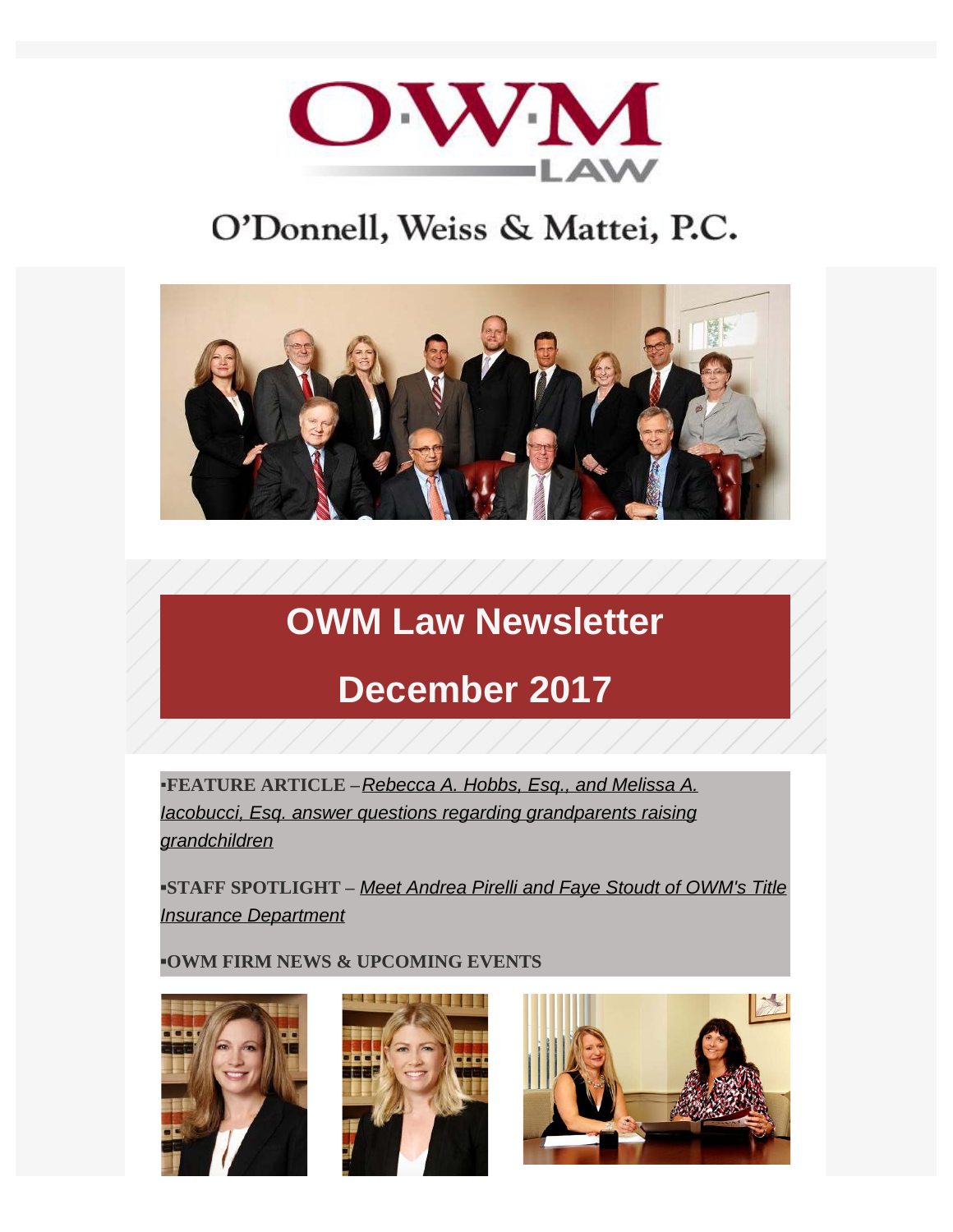# OWM LAW

O'Donnell, Weiss & Mattei, P.C.

## OWM Law Newsletter

## December 2017

▪**FEATURE ARTICLE** – *Rebecca A. Hobbs, Esq., and Melissa A. Iacobucci, Esq. answer questions regarding grandparents raising grandchildren*

▪**STAFF SPOTLIGHT** – *Meet Andrea Pirelli and Faye Stoudt of OWM's Title Insurance Department*

▪**OWM FIRM NEWS & UPCOMING EVENTS**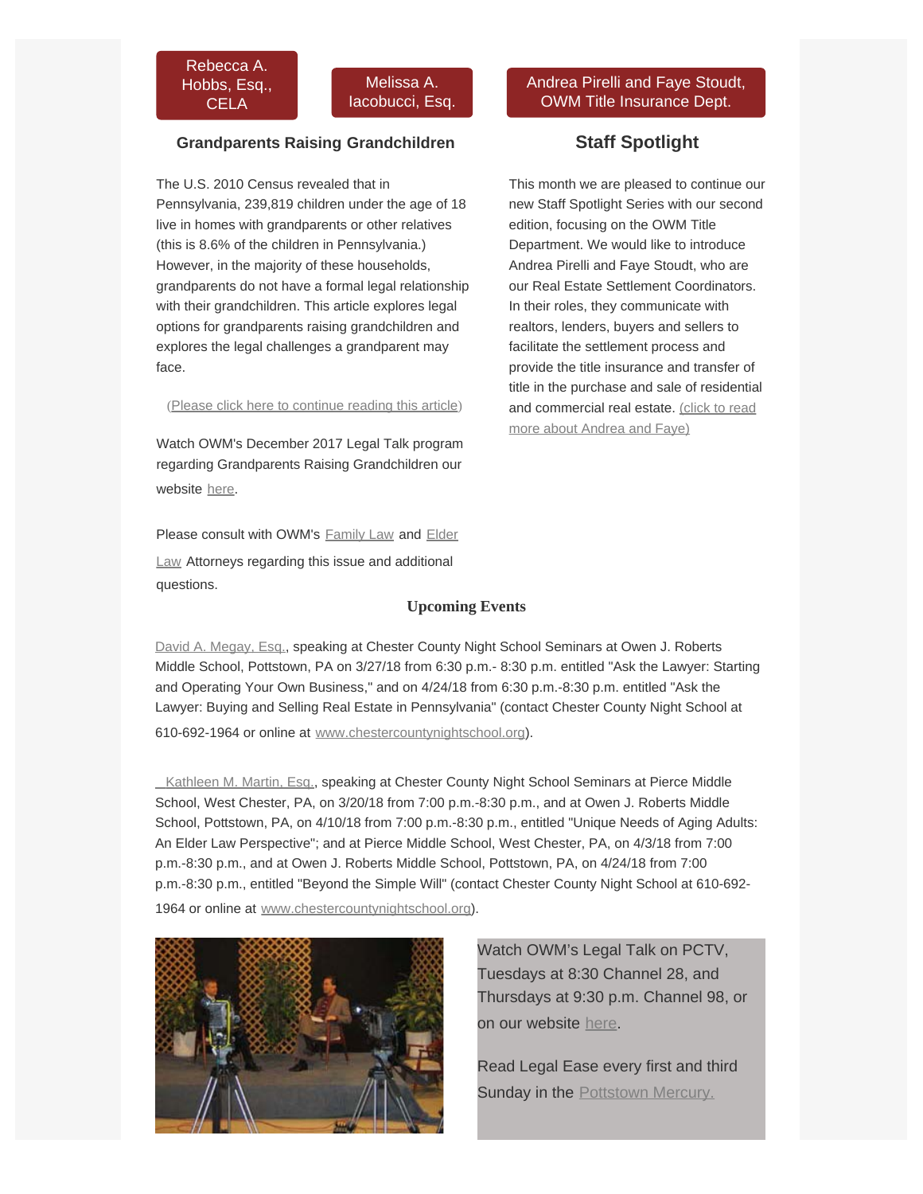Rebecca A. Hobbs, Esq., CELA

Melissa A. Iacobucci, Esq.

### Grandparents Raising Grandchildren

The U.S. 2010 Census revealed that in Pennsylvania, 239,819 children under the age of 18 live in homes with grandparents or other relatives (this is 8.6% of the children in Pennsylvania.) However, in the majority of these households, grandparents do not have a formal legal relationship with their grandchildren. This article explores legal options for grandparents raising grandchildren and explores the legal challenges a grandparent may face.

(Please click here to continue reading this article)

Watch OWM's December 2017 Legal Talk program regarding Grandparents Raising Grandchildren our website here.

Please consult with OWM's Family Law and Elder Law Attorneys regarding this issue and additional questions.

Andrea Pirelli and Faye Stoudt, OWM Title Insurance Dept.

### Staff Spotlight

This month we are pleased to continue our new Staff Spotlight Series with our second edition, focusing on the OWM Title Department. We would like to introduce Andrea Pirelli and Faye Stoudt, who are our Real Estate Settlement Coordinators. In their roles, they communicate with realtors, lenders, buyers and sellers to facilitate the settlement process and provide the title insurance and transfer of title in the purchase and sale of residential and commercial real estate. (click to read more about Andrea and Faye)

### Upcoming Events

David A. Megay, Esq., speaking at Chester County Night School Seminars at Owen J. Roberts Middle School, Pottstown, PA on 3/27/18 from 6:30 p.m.- 8:30 p.m. entitled "Ask the Lawyer: Starting and Operating Your Own Business," and on 4/24/18 from 6:30 p.m.-8:30 p.m. entitled "Ask the Lawyer: Buying and Selling Real Estate in Pennsylvania" (contact Chester County Night School at 610-692-1964 or online at www.chestercountynightschool.org).

Kathleen M. Martin, Esq., speaking at Chester County Night School Seminars at Pierce Middle School, West Chester, PA, on 3/20/18 from 7:00 p.m.-8:30 p.m., and at Owen J. Roberts Middle School, Pottstown, PA, on 4/10/18 from 7:00 p.m.-8:30 p.m., entitled "Unique Needs of Aging Adults: An Elder Law Perspective"; and at Pierce Middle School, West Chester, PA, on 4/3/18 from 7:00 p.m.-8:30 p.m., and at Owen J. Roberts Middle School, Pottstown, PA, on 4/24/18 from 7:00 p.m.-8:30 p.m., entitled "Beyond the Simple Will" (contact Chester County Night School at 610-692-1964 or online at www.chestercountynightschool.org).

Watch OWM's Legal Talk on PCTV, Tuesdays at 8:30 Channel 28, and Thursdays at 9:30 p.m. Channel 98, or on our website here.

Read Legal Ease every first and third Sunday in the Pottstown Mercury.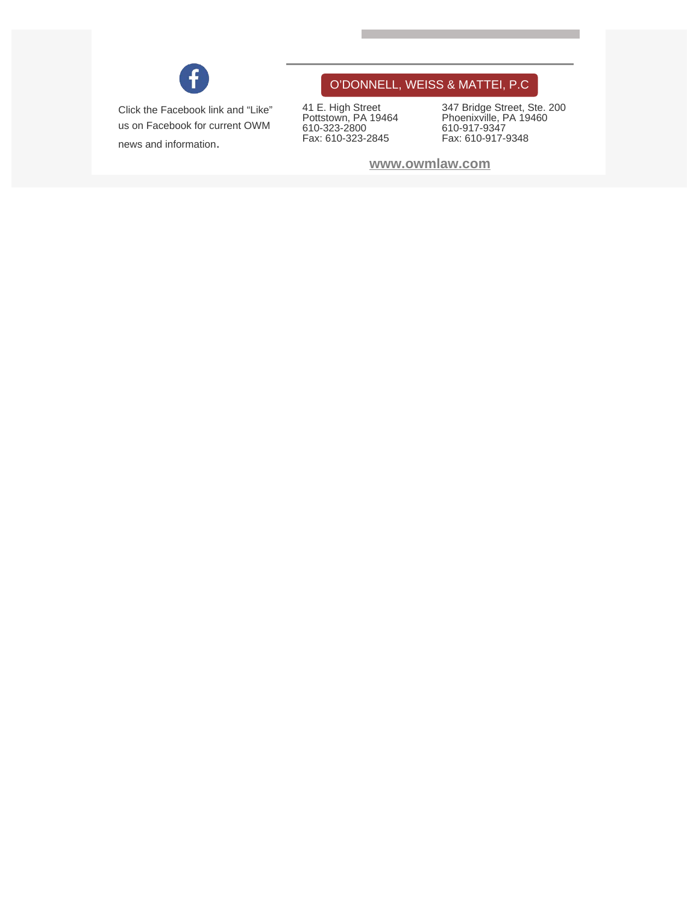Click the Facebook link and "Like" us on Facebook for current OWM news and information.

**O'DONNELL, WEISS & MATTEI, P.C**

41 E. High Street
Pottstown, PA 19464
610-323-2800
Fax: 610-323-2845

347 Bridge Street, Ste. 200
Phoenixville, PA 19460
610-917-9347
Fax: 610-917-9348

**www.owmlaw.com**